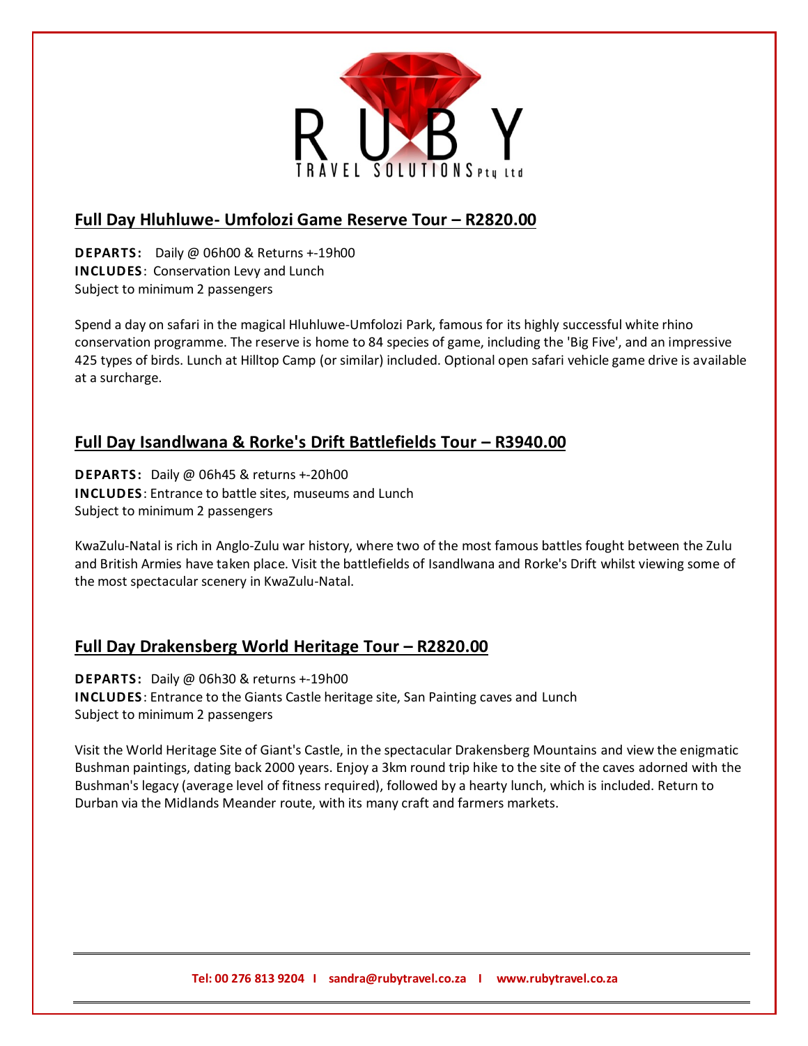## Full Day Hluhluwe- Umfolozi Game Reserve Tour – R2820.00

**DEPARTS:** Daily @ 06h00 & Returns +-19h00
**INCLUDES**: Conservation Levy and Lunch
Subject to minimum 2 passengers

Spend a day on safari in the magical Hluhluwe-Umfolozi Park, famous for its highly successful white rhino conservation programme. The reserve is home to 84 species of game, including the 'Big Five', and an impressive 425 types of birds. Lunch at Hilltop Camp (or similar) included. Optional open safari vehicle game drive is available at a surcharge.

## Full Day Isandlwana & Rorke's Drift Battlefields Tour – R3940.00

**DEPARTS:** Daily @ 06h45 & returns +-20h00
**INCLUDES**: Entrance to battle sites, museums and Lunch
Subject to minimum 2 passengers

KwaZulu-Natal is rich in Anglo-Zulu war history, where two of the most famous battles fought between the Zulu and British Armies have taken place. Visit the battlefields of Isandlwana and Rorke's Drift whilst viewing some of the most spectacular scenery in KwaZulu-Natal.

## Full Day Drakensberg World Heritage Tour – R2820.00

**DEPARTS:** Daily @ 06h30 & returns +-19h00
**INCLUDES**: Entrance to the Giants Castle heritage site, San Painting caves and Lunch
Subject to minimum 2 passengers

Visit the World Heritage Site of Giant's Castle, in the spectacular Drakensberg Mountains and view the enigmatic Bushman paintings, dating back 2000 years. Enjoy a 3km round trip hike to the site of the caves adorned with the Bushman's legacy (average level of fitness required), followed by a hearty lunch, which is included. Return to Durban via the Midlands Meander route, with its many craft and farmers markets.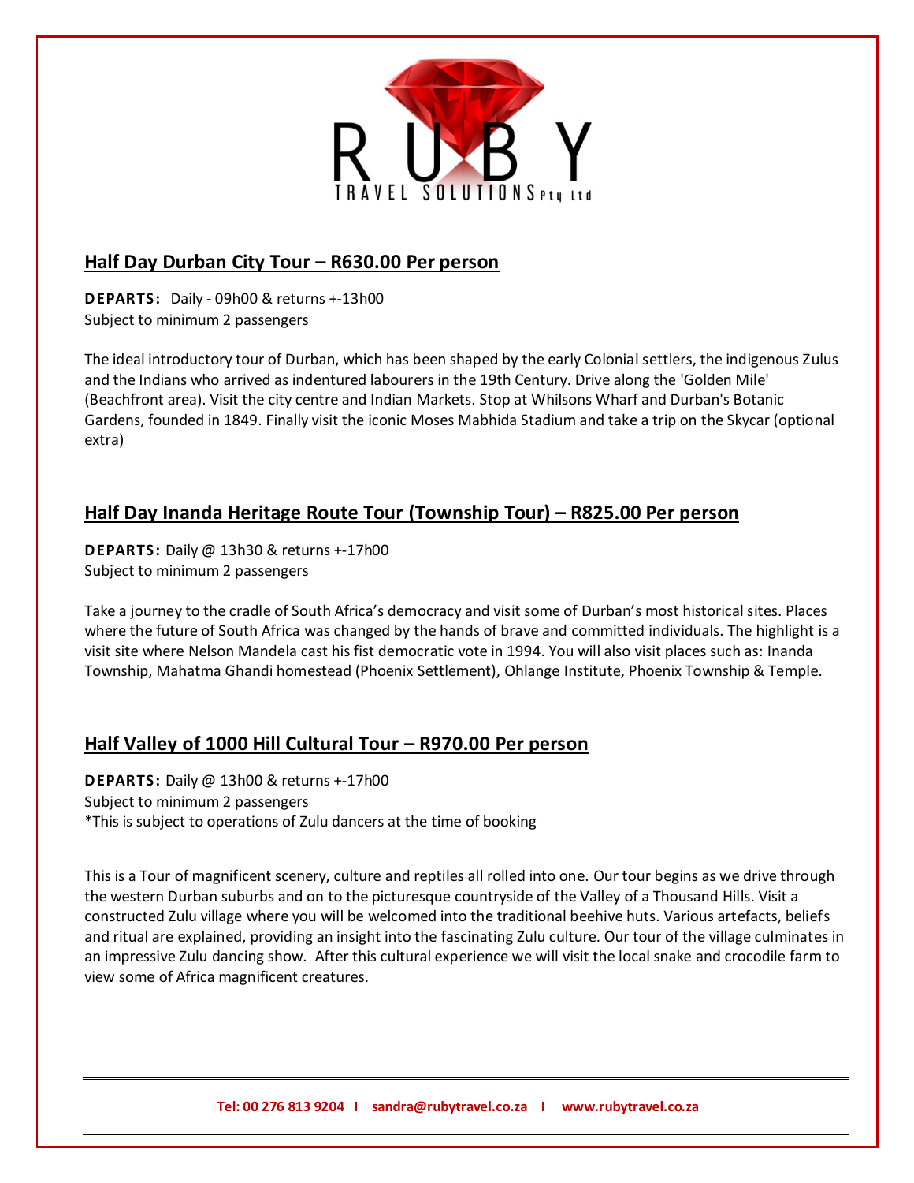RUBY

TRAVEL SOLUTIONS Pty Ltd

## Half Day Durban City Tour – R630.00 Per person

**DEPARTS:** Daily - 09h00 & returns +-13h00
Subject to minimum 2 passengers

The ideal introductory tour of Durban, which has been shaped by the early Colonial settlers, the indigenous Zulus and the Indians who arrived as indentured labourers in the 19th Century. Drive along the 'Golden Mile' (Beachfront area). Visit the city centre and Indian Markets. Stop at Whilsons Wharf and Durban's Botanic Gardens, founded in 1849. Finally visit the iconic Moses Mabhida Stadium and take a trip on the Skycar (optional extra)

## Half Day Inanda Heritage Route Tour (Township Tour) – R825.00 Per person

**DEPARTS:** Daily @ 13h30 & returns +-17h00
Subject to minimum 2 passengers

Take a journey to the cradle of South Africa's democracy and visit some of Durban's most historical sites. Places where the future of South Africa was changed by the hands of brave and committed individuals. The highlight is a visit site where Nelson Mandela cast his fist democratic vote in 1994. You will also visit places such as: Inanda Township, Mahatma Ghandi homestead (Phoenix Settlement), Ohlange Institute, Phoenix Township & Temple.

## Half Valley of 1000 Hill Cultural Tour – R970.00 Per person

**DEPARTS:** Daily @ 13h00 & returns +-17h00
Subject to minimum 2 passengers
*This is subject to operations of Zulu dancers at the time of booking

This is a Tour of magnificent scenery, culture and reptiles all rolled into one. Our tour begins as we drive through the western Durban suburbs and on to the picturesque countryside of the Valley of a Thousand Hills. Visit a constructed Zulu village where you will be welcomed into the traditional beehive huts. Various artefacts, beliefs and ritual are explained, providing an insight into the fascinating Zulu culture. Our tour of the village culminates in an impressive Zulu dancing show. After this cultural experience we will visit the local snake and crocodile farm to view some of Africa magnificent creatures.

**Tel: 00 276 813 9204 I sandra@rubytravel.co.za I www.rubytravel.co.za**